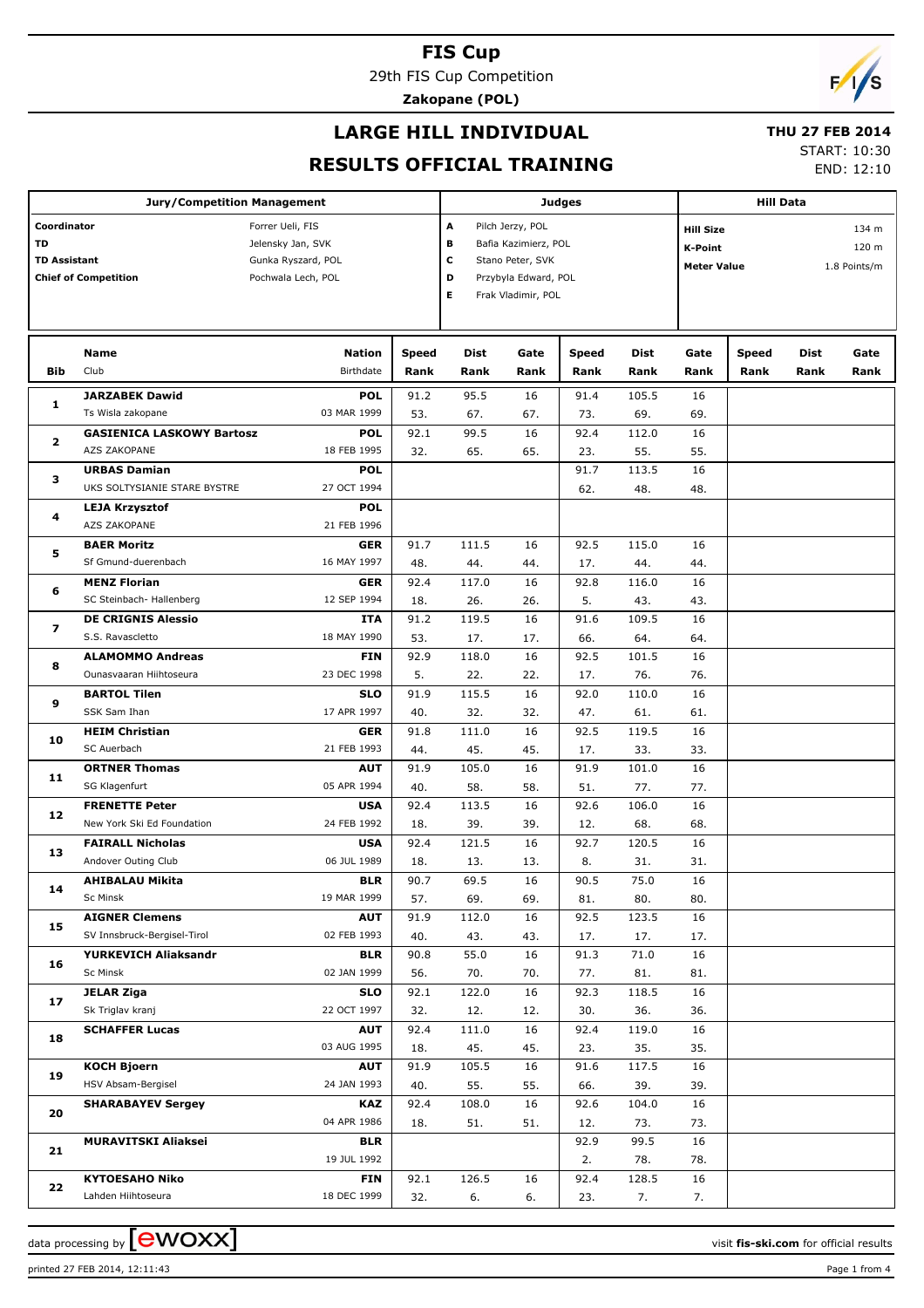# FIS Cup

29th FIS Cup Competition

**Zakopane (POL)**

## LARGE HILL INDIVIDUAL

**THU 27 FEB 2014**

## RESULTS OFFICIAL TRAINING

START: 10:30
END: 12:10

| Jury/Competition Management | | Judges | | Hill Data | |
|---|---|---|---|---|---|
| Coordinator | Forrer Ueli, FIS | A | Pilch Jerzy, POL | Hill Size | 134 m |
| TD | Jelensky Jan, SVK | B | Bafia Kazimierz, POL | K-Point | 120 m |
| TD Assistant | Gunka Ryszard, POL | C | Stano Peter, SVK | Meter Value | 1.8 Points/m |
| Chief of Competition | Pochwala Lech, POL | D | Przybyla Edward, POL | | |
| | | E | Frak Vladimir, POL | | |

| Bib | Name / Club | Nation / Birthdate | Speed / Rank | Dist / Rank | Gate / Rank | Speed / Rank | Dist / Rank | Gate / Rank | Speed / Rank | Dist / Rank | Gate / Rank |
|---|---|---|---|---|---|---|---|---|---|---|---|
| 1 | **JARZABEK Dawid** | POL | 91.2 | 95.5 | 16 | 91.4 | 105.5 | 16 | | | |
| | Ts Wisla zakopane | 03 MAR 1999 | 53. | 67. | 67. | 73. | 69. | 69. | | | |
| 2 | **GASIENICA LASKOWY Bartosz** | POL | 92.1 | 99.5 | 16 | 92.4 | 112.0 | 16 | | | |
| | AZS ZAKOPANE | 18 FEB 1995 | 32. | 65. | 65. | 23. | 55. | 55. | | | |
| 3 | **URBAS Damian** | POL | | | | 91.7 | 113.5 | 16 | | | |
| | UKS SOLTYSIANIE STARE BYSTRE | 27 OCT 1994 | | | | 62. | 48. | 48. | | | |
| 4 | **LEJA Krzysztof** | POL | | | | | | | | | |
| | AZS ZAKOPANE | 21 FEB 1996 | | | | | | | | | |
| 5 | **BAER Moritz** | GER | 91.7 | 111.5 | 16 | 92.5 | 115.0 | 16 | | | |
| | Sf Gmund-duerenbach | 16 MAY 1997 | 48. | 44. | 44. | 17. | 44. | 44. | | | |
| 6 | **MENZ Florian** | GER | 92.4 | 117.0 | 16 | 92.8 | 116.0 | 16 | | | |
| | SC Steinbach- Hallenberg | 12 SEP 1994 | 18. | 26. | 26. | 5. | 43. | 43. | | | |
| 7 | **DE CRIGNIS Alessio** | ITA | 91.2 | 119.5 | 16 | 91.6 | 109.5 | 16 | | | |
| | S.S. Ravascletto | 18 MAY 1990 | 53. | 17. | 17. | 66. | 64. | 64. | | | |
| 8 | **ALAMOMMO Andreas** | FIN | 92.9 | 118.0 | 16 | 92.5 | 101.5 | 16 | | | |
| | Ounasvaaran Hiihtoseura | 23 DEC 1998 | 5. | 22. | 22. | 17. | 76. | 76. | | | |
| 9 | **BARTOL Tilen** | SLO | 91.9 | 115.5 | 16 | 92.0 | 110.0 | 16 | | | |
| | SSK Sam Ihan | 17 APR 1997 | 40. | 32. | 32. | 47. | 61. | 61. | | | |
| 10 | **HEIM Christian** | GER | 91.8 | 111.0 | 16 | 92.5 | 119.5 | 16 | | | |
| | SC Auerbach | 21 FEB 1993 | 44. | 45. | 45. | 17. | 33. | 33. | | | |
| 11 | **ORTNER Thomas** | AUT | 91.9 | 105.0 | 16 | 91.9 | 101.0 | 16 | | | |
| | SG Klagenfurt | 05 APR 1994 | 40. | 58. | 58. | 51. | 77. | 77. | | | |
| 12 | **FRENETTE Peter** | USA | 92.4 | 113.5 | 16 | 92.6 | 106.0 | 16 | | | |
| | New York Ski Ed Foundation | 24 FEB 1992 | 18. | 39. | 39. | 12. | 68. | 68. | | | |
| 13 | **FAIRALL Nicholas** | USA | 92.4 | 121.5 | 16 | 92.7 | 120.5 | 16 | | | |
| | Andover Outing Club | 06 JUL 1989 | 18. | 13. | 13. | 8. | 31. | 31. | | | |
| 14 | **AHIBALAU Mikita** | BLR | 90.7 | 69.5 | 16 | 90.5 | 75.0 | 16 | | | |
| | Sc Minsk | 19 MAR 1999 | 57. | 69. | 69. | 81. | 80. | 80. | | | |
| 15 | **AIGNER Clemens** | AUT | 91.9 | 112.0 | 16 | 92.5 | 123.5 | 16 | | | |
| | SV Innsbruck-Bergisel-Tirol | 02 FEB 1993 | 40. | 43. | 43. | 17. | 17. | 17. | | | |
| 16 | **YURKEVICH Aliaksandr** | BLR | 90.8 | 55.0 | 16 | 91.3 | 71.0 | 16 | | | |
| | Sc Minsk | 02 JAN 1999 | 56. | 70. | 70. | 77. | 81. | 81. | | | |
| 17 | **JELAR Ziga** | SLO | 92.1 | 122.0 | 16 | 92.3 | 118.5 | 16 | | | |
| | Sk Triglav kranj | 22 OCT 1997 | 32. | 12. | 12. | 30. | 36. | 36. | | | |
| 18 | **SCHAFFER Lucas** | AUT | 92.4 | 111.0 | 16 | 92.4 | 119.0 | 16 | | | |
| | | 03 AUG 1995 | 18. | 45. | 45. | 23. | 35. | 35. | | | |
| 19 | **KOCH Bjoern** | AUT | 91.9 | 105.5 | 16 | 91.6 | 117.5 | 16 | | | |
| | HSV Absam-Bergisel | 24 JAN 1993 | 40. | 55. | 55. | 66. | 39. | 39. | | | |
| 20 | **SHARABAYEV Sergey** | KAZ | 92.4 | 108.0 | 16 | 92.6 | 104.0 | 16 | | | |
| | | 04 APR 1986 | 18. | 51. | 51. | 12. | 73. | 73. | | | |
| 21 | **MURAVITSKI Aliaksei** | BLR | | | | 92.9 | 99.5 | 16 | | | |
| | | 19 JUL 1992 | | | | 2. | 78. | 78. | | | |
| 22 | **KYTOESAHO Niko** | FIN | 92.1 | 126.5 | 16 | 92.4 | 128.5 | 16 | | | |
| | Lahden Hiihtoseura | 18 DEC 1999 | 32. | 6. | 6. | 23. | 7. | 7. | | | |

data processing by ewoxx — visit fis-ski.com for official results

printed 27 FEB 2014, 12:11:43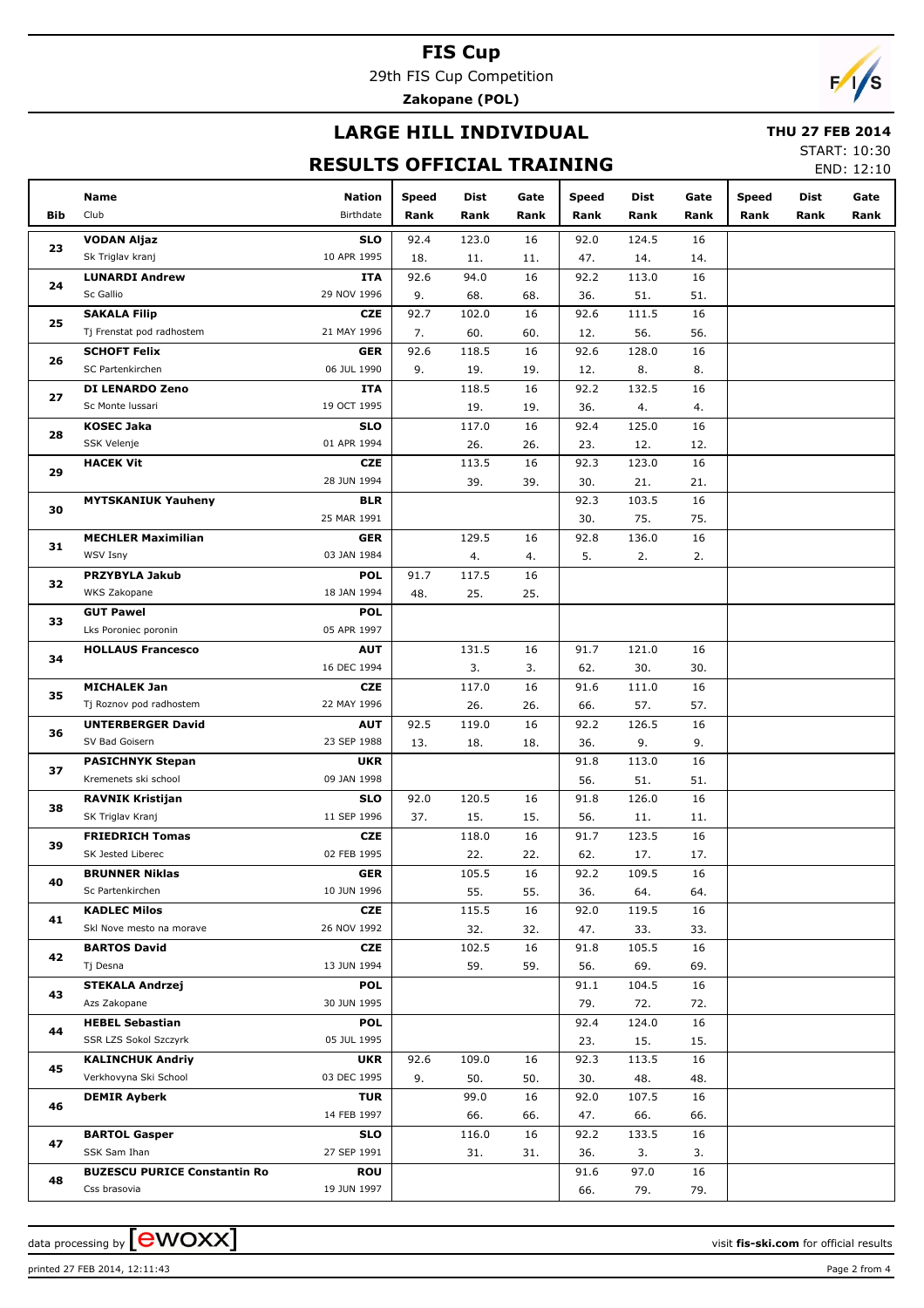# FIS Cup

29th FIS Cup Competition

**Zakopane (POL)**

## LARGE HILL INDIVIDUAL

**THU 27 FEB 2014**

START: 10:30
END: 12:10

## RESULTS OFFICIAL TRAINING

| Bib | Name / Club | Nation / Birthdate | Speed / Rank | Dist / Rank | Gate / Rank | Speed / Rank | Dist / Rank | Gate / Rank | Speed / Rank | Dist / Rank | Gate / Rank |
|---|---|---|---|---|---|---|---|---|---|---|---|
| 23 | **VODAN Aljaz** | **SLO** | 92.4 | 123.0 | 16 | 92.0 | 124.5 | 16 | | | |
| | Sk Triglav kranj | 10 APR 1995 | 18. | 11. | 11. | 47. | 14. | 14. | | | |
| 24 | **LUNARDI Andrew** | **ITA** | 92.6 | 94.0 | 16 | 92.2 | 113.0 | 16 | | | |
| | Sc Gallio | 29 NOV 1996 | 9. | 68. | 68. | 36. | 51. | 51. | | | |
| 25 | **SAKALA Filip** | **CZE** | 92.7 | 102.0 | 16 | 92.6 | 111.5 | 16 | | | |
| | Tj Frenstat pod radhostem | 21 MAY 1996 | 7. | 60. | 60. | 12. | 56. | 56. | | | |
| 26 | **SCHOFT Felix** | **GER** | 92.6 | 118.5 | 16 | 92.6 | 128.0 | 16 | | | |
| | SC Partenkirchen | 06 JUL 1990 | 9. | 19. | 19. | 12. | 8. | 8. | | | |
| 27 | **DI LENARDO Zeno** | **ITA** | | 118.5 | 16 | 92.2 | 132.5 | 16 | | | |
| | Sc Monte lussari | 19 OCT 1995 | | 19. | 19. | 36. | 4. | 4. | | | |
| 28 | **KOSEC Jaka** | **SLO** | | 117.0 | 16 | 92.4 | 125.0 | 16 | | | |
| | SSK Velenje | 01 APR 1994 | | 26. | 26. | 23. | 12. | 12. | | | |
| 29 | **HACEK Vit** | **CZE** | | 113.5 | 16 | 92.3 | 123.0 | 16 | | | |
| | | 28 JUN 1994 | | 39. | 39. | 30. | 21. | 21. | | | |
| 30 | **MYTSKANIUK Yauheny** | **BLR** | | | | 92.3 | 103.5 | 16 | | | |
| | | 25 MAR 1991 | | | | 30. | 75. | 75. | | | |
| 31 | **MECHLER Maximilian** | **GER** | | 129.5 | 16 | 92.8 | 136.0 | 16 | | | |
| | WSV Isny | 03 JAN 1984 | | 4. | 4. | 5. | 2. | 2. | | | |
| 32 | **PRZYBYLA Jakub** | **POL** | 91.7 | 117.5 | 16 | | | | | | |
| | WKS Zakopane | 18 JAN 1994 | 48. | 25. | 25. | | | | | | |
| 33 | **GUT Pawel** | **POL** | | | | | | | | | |
| | Lks Poroniec poronin | 05 APR 1997 | | | | | | | | | |
| 34 | **HOLLAUS Francesco** | **AUT** | | 131.5 | 16 | 91.7 | 121.0 | 16 | | | |
| | | 16 DEC 1994 | | 3. | 3. | 62. | 30. | 30. | | | |
| 35 | **MICHALEK Jan** | **CZE** | | 117.0 | 16 | 91.6 | 111.0 | 16 | | | |
| | Tj Roznov pod radhostem | 22 MAY 1996 | | 26. | 26. | 66. | 57. | 57. | | | |
| 36 | **UNTERBERGER David** | **AUT** | 92.5 | 119.0 | 16 | 92.2 | 126.5 | 16 | | | |
| | SV Bad Goisern | 23 SEP 1988 | 13. | 18. | 18. | 36. | 9. | 9. | | | |
| 37 | **PASICHNYK Stepan** | **UKR** | | | | 91.8 | 113.0 | 16 | | | |
| | Kremenets ski school | 09 JAN 1998 | | | | 56. | 51. | 51. | | | |
| 38 | **RAVNIK Kristijan** | **SLO** | 92.0 | 120.5 | 16 | 91.8 | 126.0 | 16 | | | |
| | SK Triglav Kranj | 11 SEP 1996 | 37. | 15. | 15. | 56. | 11. | 11. | | | |
| 39 | **FRIEDRICH Tomas** | **CZE** | | 118.0 | 16 | 91.7 | 123.5 | 16 | | | |
| | SK Jested Liberec | 02 FEB 1995 | | 22. | 22. | 62. | 17. | 17. | | | |
| 40 | **BRUNNER Niklas** | **GER** | | 105.5 | 16 | 92.2 | 109.5 | 16 | | | |
| | Sc Partenkirchen | 10 JUN 1996 | | 55. | 55. | 36. | 64. | 64. | | | |
| 41 | **KADLEC Milos** | **CZE** | | 115.5 | 16 | 92.0 | 119.5 | 16 | | | |
| | Skl Nove mesto na morave | 26 NOV 1992 | | 32. | 32. | 47. | 33. | 33. | | | |
| 42 | **BARTOS David** | **CZE** | | 102.5 | 16 | 91.8 | 105.5 | 16 | | | |
| | Tj Desna | 13 JUN 1994 | | 59. | 59. | 56. | 69. | 69. | | | |
| 43 | **STEKALA Andrzej** | **POL** | | | | 91.1 | 104.5 | 16 | | | |
| | Azs Zakopane | 30 JUN 1995 | | | | 79. | 72. | 72. | | | |
| 44 | **HEBEL Sebastian** | **POL** | | | | 92.4 | 124.0 | 16 | | | |
| | SSR LZS Sokol Szczyrk | 05 JUL 1995 | | | | 23. | 15. | 15. | | | |
| 45 | **KALINCHUK Andriy** | **UKR** | 92.6 | 109.0 | 16 | 92.3 | 113.5 | 16 | | | |
| | Verkhovyna Ski School | 03 DEC 1995 | 9. | 50. | 50. | 30. | 48. | 48. | | | |
| 46 | **DEMIR Ayberk** | **TUR** | | 99.0 | 16 | 92.0 | 107.5 | 16 | | | |
| | | 14 FEB 1997 | | 66. | 66. | 47. | 66. | 66. | | | |
| 47 | **BARTOL Gasper** | **SLO** | | 116.0 | 16 | 92.2 | 133.5 | 16 | | | |
| | SSK Sam Ihan | 27 SEP 1991 | | 31. | 31. | 36. | 3. | 3. | | | |
| 48 | **BUZESCU PURICE Constantin Ro** | **ROU** | | | | 91.6 | 97.0 | 16 | | | |
| | Css brasovia | 19 JUN 1997 | | | | 66. | 79. | 79. | | | |

data processing by ewoxx — visit **fis-ski.com** for official results

printed 27 FEB 2014, 12:11:43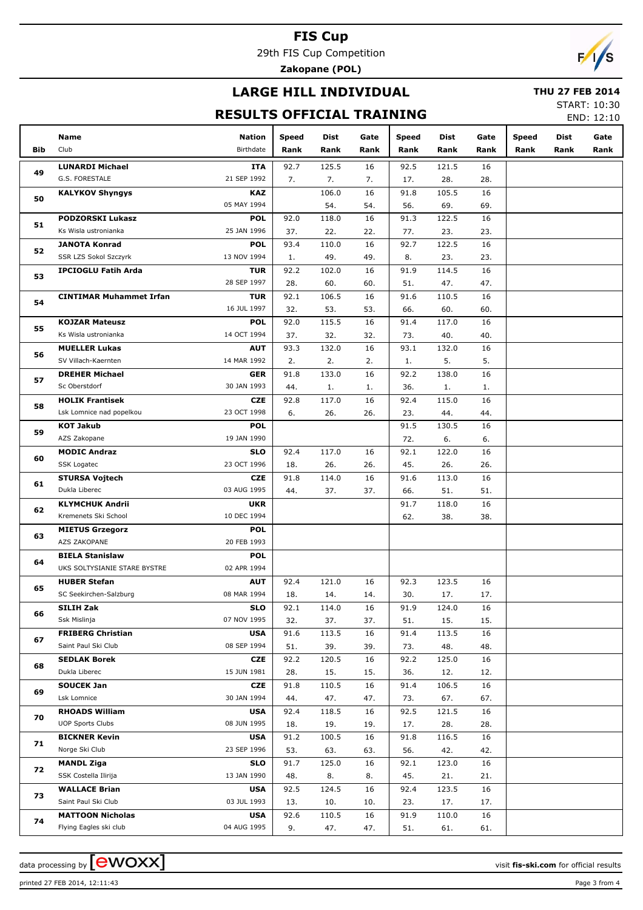# FIS Cup

29th FIS Cup Competition

**Zakopane (POL)**

## LARGE HILL INDIVIDUAL

**THU 27 FEB 2014**

## RESULTS OFFICIAL TRAINING

START: 10:30

END: 12:10

| Bib | Name / Club | Nation / Birthdate | Speed Rank | Dist Rank | Gate Rank | Speed Rank | Dist Rank | Gate Rank | Speed Rank | Dist Rank | Gate Rank |
|---|---|---|---|---|---|---|---|---|---|---|---|
| 49 | **LUNARDI Michael** | **ITA** | 92.7 | 125.5 | 16 | 92.5 | 121.5 | 16 | | | |
| | G.S. FORESTALE | 21 SEP 1992 | 7. | 7. | 7. | 17. | 28. | 28. | | | |
| 50 | **KALYKOV Shyngys** | **KAZ** | | 106.0 | 16 | 91.8 | 105.5 | 16 | | | |
| | | 05 MAY 1994 | | 54. | 54. | 56. | 69. | 69. | | | |
| 51 | **PODZORSKI Lukasz** | **POL** | 92.0 | 118.0 | 16 | 91.3 | 122.5 | 16 | | | |
| | Ks Wisla ustronianka | 25 JAN 1996 | 37. | 22. | 22. | 77. | 23. | 23. | | | |
| 52 | **JANOTA Konrad** | **POL** | 93.4 | 110.0 | 16 | 92.7 | 122.5 | 16 | | | |
| | SSR LZS Sokol Szczyrk | 13 NOV 1994 | 1. | 49. | 49. | 8. | 23. | 23. | | | |
| 53 | **IPCIOGLU Fatih Arda** | **TUR** | 92.2 | 102.0 | 16 | 91.9 | 114.5 | 16 | | | |
| | | 28 SEP 1997 | 28. | 60. | 60. | 51. | 47. | 47. | | | |
| 54 | **CINTIMAR Muhammet Irfan** | **TUR** | 92.1 | 106.5 | 16 | 91.6 | 110.5 | 16 | | | |
| | | 16 JUL 1997 | 32. | 53. | 53. | 66. | 60. | 60. | | | |
| 55 | **KOJZAR Mateusz** | **POL** | 92.0 | 115.5 | 16 | 91.4 | 117.0 | 16 | | | |
| | Ks Wisla ustronianka | 14 OCT 1994 | 37. | 32. | 32. | 73. | 40. | 40. | | | |
| 56 | **MUELLER Lukas** | **AUT** | 93.3 | 132.0 | 16 | 93.1 | 132.0 | 16 | | | |
| | SV Villach-Kaernten | 14 MAR 1992 | 2. | 2. | 2. | 1. | 5. | 5. | | | |
| 57 | **DREHER Michael** | **GER** | 91.8 | 133.0 | 16 | 92.2 | 138.0 | 16 | | | |
| | Sc Oberstdorf | 30 JAN 1993 | 44. | 1. | 1. | 36. | 1. | 1. | | | |
| 58 | **HOLIK Frantisek** | **CZE** | 92.8 | 117.0 | 16 | 92.4 | 115.0 | 16 | | | |
| | Lsk Lomnice nad popelkou | 23 OCT 1998 | 6. | 26. | 26. | 23. | 44. | 44. | | | |
| 59 | **KOT Jakub** | **POL** | | | | 91.5 | 130.5 | 16 | | | |
| | AZS Zakopane | 19 JAN 1990 | | | | 72. | 6. | 6. | | | |
| 60 | **MODIC Andraz** | **SLO** | 92.4 | 117.0 | 16 | 92.1 | 122.0 | 16 | | | |
| | SSK Logatec | 23 OCT 1996 | 18. | 26. | 26. | 45. | 26. | 26. | | | |
| 61 | **STURSA Vojtech** | **CZE** | 91.8 | 114.0 | 16 | 91.6 | 113.0 | 16 | | | |
| | Dukla Liberec | 03 AUG 1995 | 44. | 37. | 37. | 66. | 51. | 51. | | | |
| 62 | **KLYMCHUK Andrii** | **UKR** | | | | 91.7 | 118.0 | 16 | | | |
| | Kremenets Ski School | 10 DEC 1994 | | | | 62. | 38. | 38. | | | |
| 63 | **MIETUS Grzegorz** | **POL** | | | | | | | | | |
| | AZS ZAKOPANE | 20 FEB 1993 | | | | | | | | | |
| 64 | **BIELA Stanislaw** | **POL** | | | | | | | | | |
| | UKS SOLTYSIANIE STARE BYSTRE | 02 APR 1994 | | | | | | | | | |
| 65 | **HUBER Stefan** | **AUT** | 92.4 | 121.0 | 16 | 92.3 | 123.5 | 16 | | | |
| | SC Seekirchen-Salzburg | 08 MAR 1994 | 18. | 14. | 14. | 30. | 17. | 17. | | | |
| 66 | **SILIH Zak** | **SLO** | 92.1 | 114.0 | 16 | 91.9 | 124.0 | 16 | | | |
| | Ssk Mislinja | 07 NOV 1995 | 32. | 37. | 37. | 51. | 15. | 15. | | | |
| 67 | **FRIBERG Christian** | **USA** | 91.6 | 113.5 | 16 | 91.4 | 113.5 | 16 | | | |
| | Saint Paul Ski Club | 08 SEP 1994 | 51. | 39. | 39. | 73. | 48. | 48. | | | |
| 68 | **SEDLAK Borek** | **CZE** | 92.2 | 120.5 | 16 | 92.2 | 125.0 | 16 | | | |
| | Dukla Liberec | 15 JUN 1981 | 28. | 15. | 15. | 36. | 12. | 12. | | | |
| 69 | **SOUCEK Jan** | **CZE** | 91.8 | 110.5 | 16 | 91.4 | 106.5 | 16 | | | |
| | Lsk Lomnice | 30 JAN 1994 | 44. | 47. | 47. | 73. | 67. | 67. | | | |
| 70 | **RHOADS William** | **USA** | 92.4 | 118.5 | 16 | 92.5 | 121.5 | 16 | | | |
| | UOP Sports Clubs | 08 JUN 1995 | 18. | 19. | 19. | 17. | 28. | 28. | | | |
| 71 | **BICKNER Kevin** | **USA** | 91.2 | 100.5 | 16 | 91.8 | 116.5 | 16 | | | |
| | Norge Ski Club | 23 SEP 1996 | 53. | 63. | 63. | 56. | 42. | 42. | | | |
| 72 | **MANDL Ziga** | **SLO** | 91.7 | 125.0 | 16 | 92.1 | 123.0 | 16 | | | |
| | SSK Costella Ilirija | 13 JAN 1990 | 48. | 8. | 8. | 45. | 21. | 21. | | | |
| 73 | **WALLACE Brian** | **USA** | 92.5 | 124.5 | 16 | 92.4 | 123.5 | 16 | | | |
| | Saint Paul Ski Club | 03 JUL 1993 | 13. | 10. | 10. | 23. | 17. | 17. | | | |
| 74 | **MATTOON Nicholas** | **USA** | 92.6 | 110.5 | 16 | 91.9 | 110.0 | 16 | | | |
| | Flying Eagles ski club | 04 AUG 1995 | 9. | 47. | 47. | 51. | 61. | 61. | | | |

data processing by ewoxx — visit **fis-ski.com** for official results

printed 27 FEB 2014, 12:11:43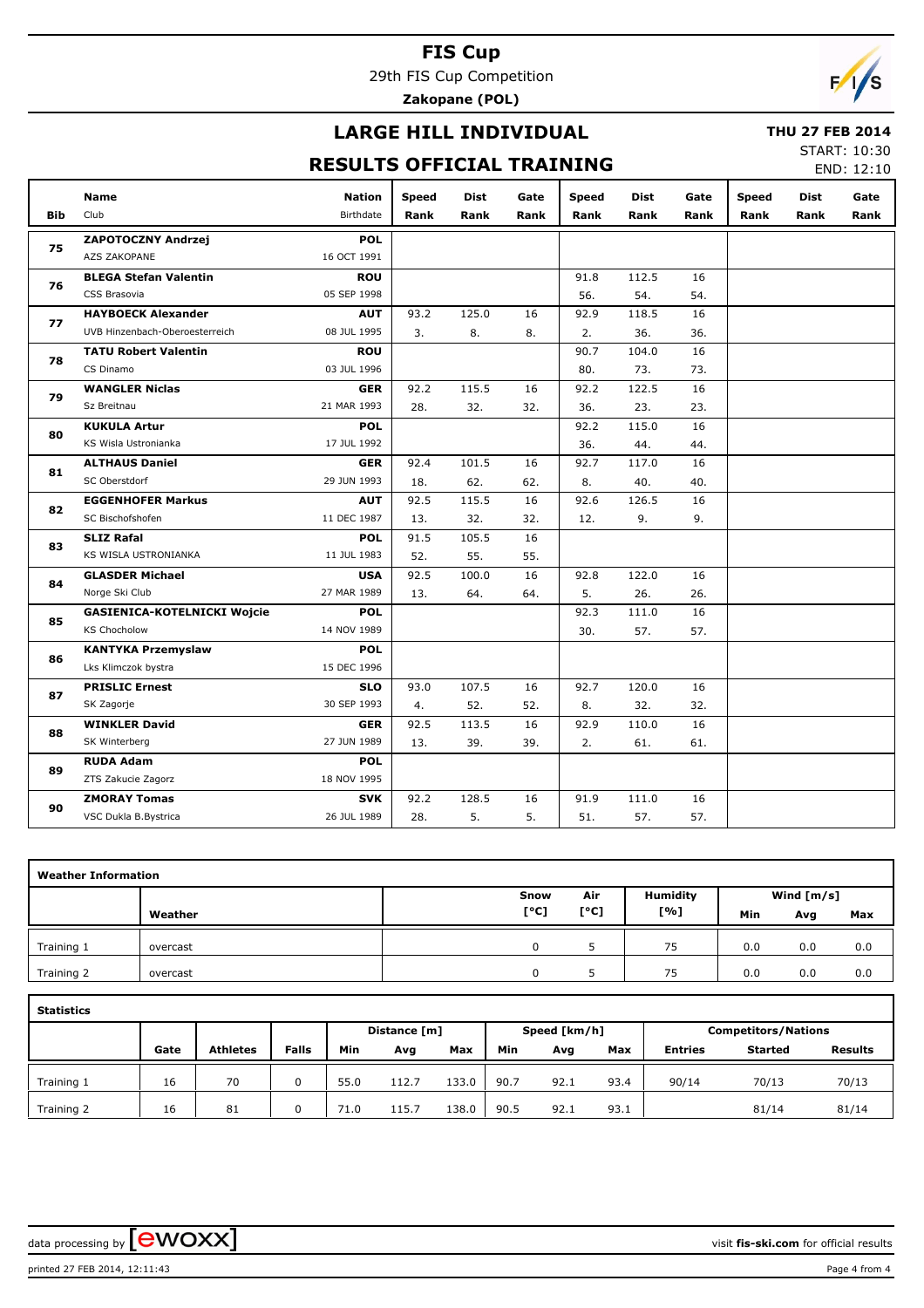# FIS Cup

29th FIS Cup Competition

**Zakopane (POL)**

## LARGE HILL INDIVIDUAL

## RESULTS OFFICIAL TRAINING

**THU 27 FEB 2014**

START: 10:30

END: 12:10

| Bib | Name / Club | Nation / Birthdate | Speed / Rank | Dist / Rank | Gate / Rank | Speed / Rank | Dist / Rank | Gate / Rank | Speed / Rank | Dist / Rank | Gate / Rank |
|---|---|---|---|---|---|---|---|---|---|---|---|
| 75 | **ZAPOTOCZNY Andrzej** | **POL** | | | | | | | | | |
| | AZS ZAKOPANE | 16 OCT 1991 | | | | | | | | | |
| 76 | **BLEGA Stefan Valentin** | **ROU** | | | | 91.8 | 112.5 | 16 | | | |
| | CSS Brasovia | 05 SEP 1998 | | | | 56. | 54. | 54. | | | |
| 77 | **HAYBOECK Alexander** | **AUT** | 93.2 | 125.0 | 16 | 92.9 | 118.5 | 16 | | | |
| | UVB Hinzenbach-Oberoesterreich | 08 JUL 1995 | 3. | 8. | 8. | 2. | 36. | 36. | | | |
| 78 | **TATU Robert Valentin** | **ROU** | | | | 90.7 | 104.0 | 16 | | | |
| | CS Dinamo | 03 JUL 1996 | | | | 80. | 73. | 73. | | | |
| 79 | **WANGLER Niclas** | **GER** | 92.2 | 115.5 | 16 | 92.2 | 122.5 | 16 | | | |
| | Sz Breitnau | 21 MAR 1993 | 28. | 32. | 32. | 36. | 23. | 23. | | | |
| 80 | **KUKULA Artur** | **POL** | | | | 92.2 | 115.0 | 16 | | | |
| | KS Wisla Ustronianka | 17 JUL 1992 | | | | 36. | 44. | 44. | | | |
| 81 | **ALTHAUS Daniel** | **GER** | 92.4 | 101.5 | 16 | 92.7 | 117.0 | 16 | | | |
| | SC Oberstdorf | 29 JUN 1993 | 18. | 62. | 62. | 8. | 40. | 40. | | | |
| 82 | **EGGENHOFER Markus** | **AUT** | 92.5 | 115.5 | 16 | 92.6 | 126.5 | 16 | | | |
| | SC Bischofshofen | 11 DEC 1987 | 13. | 32. | 32. | 12. | 9. | 9. | | | |
| 83 | **SLIZ Rafal** | **POL** | 91.5 | 105.5 | 16 | | | | | | |
| | KS WISLA USTRONIANKA | 11 JUL 1983 | 52. | 55. | 55. | | | | | | |
| 84 | **GLASDER Michael** | **USA** | 92.5 | 100.0 | 16 | 92.8 | 122.0 | 16 | | | |
| | Norge Ski Club | 27 MAR 1989 | 13. | 64. | 64. | 5. | 26. | 26. | | | |
| 85 | **GASIENICA-KOTELNICKI Wojcie** | **POL** | | | | 92.3 | 111.0 | 16 | | | |
| | KS Chocholow | 14 NOV 1989 | | | | 30. | 57. | 57. | | | |
| 86 | **KANTYKA Przemyslaw** | **POL** | | | | | | | | | |
| | Lks Klimczok bystra | 15 DEC 1996 | | | | | | | | | |
| 87 | **PRISLIC Ernest** | **SLO** | 93.0 | 107.5 | 16 | 92.7 | 120.0 | 16 | | | |
| | SK Zagorje | 30 SEP 1993 | 4. | 52. | 52. | 8. | 32. | 32. | | | |
| 88 | **WINKLER David** | **GER** | 92.5 | 113.5 | 16 | 92.9 | 110.0 | 16 | | | |
| | SK Winterberg | 27 JUN 1989 | 13. | 39. | 39. | 2. | 61. | 61. | | | |
| 89 | **RUDA Adam** | **POL** | | | | | | | | | |
| | ZTS Zakucie Zagorz | 18 NOV 1995 | | | | | | | | | |
| 90 | **ZMORAY Tomas** | **SVK** | 92.2 | 128.5 | 16 | 91.9 | 111.0 | 16 | | | |
| | VSC Dukla B.Bystrica | 26 JUL 1989 | 28. | 5. | 5. | 51. | 57. | 57. | | | |

**Weather Information**

| | Weather | Snow [°C] | Air [°C] | Humidity [%] | Wind [m/s] Min | Avg | Max |
|---|---|---|---|---|---|---|---|
| Training 1 | overcast | 0 | 5 | 75 | 0.0 | 0.0 | 0.0 |
| Training 2 | overcast | 0 | 5 | 75 | 0.0 | 0.0 | 0.0 |

**Statistics**

| | Gate | Athletes | Falls | Distance [m] Min | Avg | Max | Speed [km/h] Min | Avg | Max | Competitors/Nations Entries | Started | Results |
|---|---|---|---|---|---|---|---|---|---|---|---|---|
| Training 1 | 16 | 70 | 0 | 55.0 | 112.7 | 133.0 | 90.7 | 92.1 | 93.4 | 90/14 | 70/13 | 70/13 |
| Training 2 | 16 | 81 | 0 | 71.0 | 115.7 | 138.0 | 90.5 | 92.1 | 93.1 | | 81/14 | 81/14 |

data processing by ewoxx — visit **fis-ski.com** for official results

printed 27 FEB 2014, 12:11:43